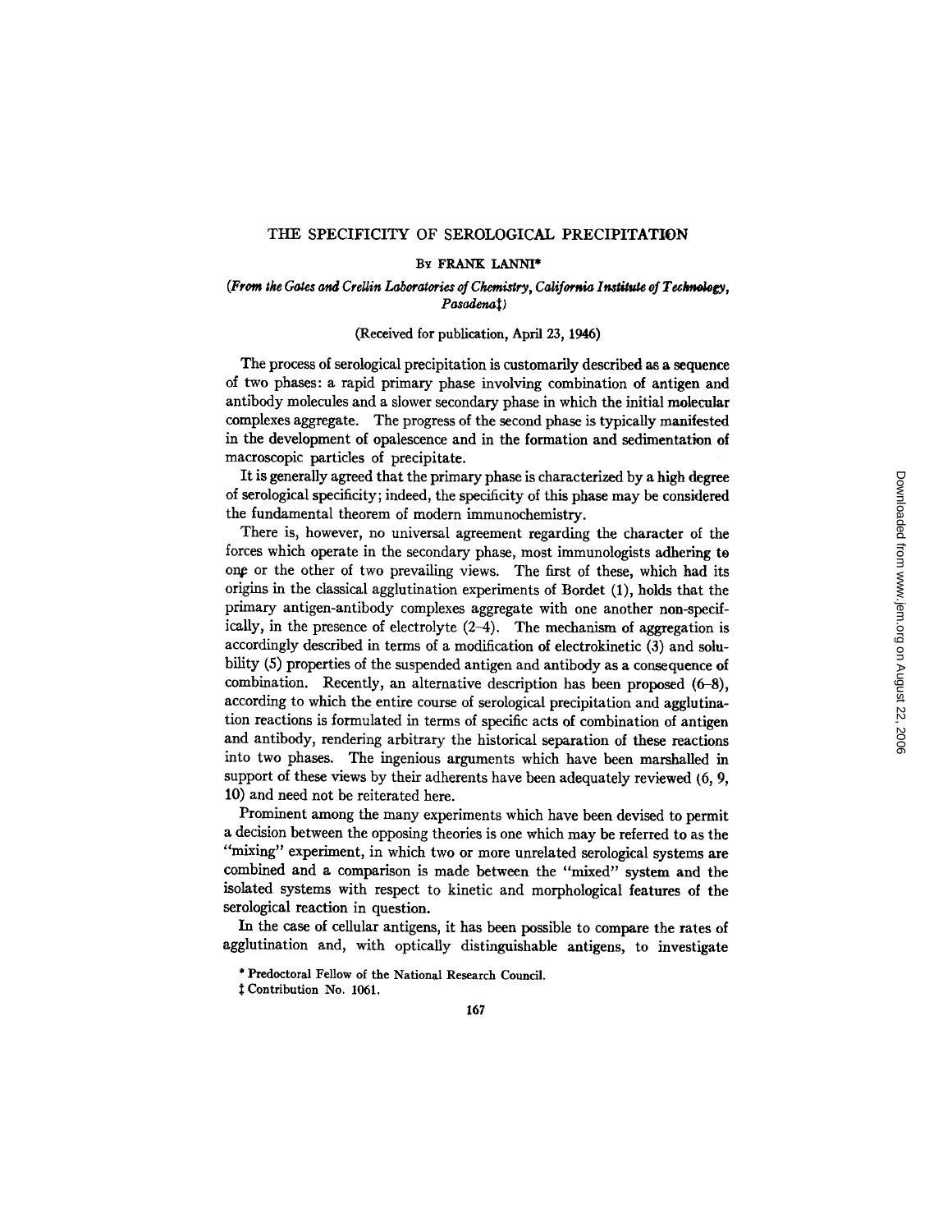# THE SPECIFICITY OF SEROLOGICAL PRECIPITATION

By FRANK LANNI*

*(From the Gates and Crellin Laboratories of Chemistry, California Institute of Technology, Pasadena‡)*

(Received for publication, April 23, 1946)

The process of serological precipitation is customarily described as a sequence of two phases: a rapid primary phase involving combination of antigen and antibody molecules and a slower secondary phase in which the initial molecular complexes aggregate. The progress of the second phase is typically manifested in the development of opalescence and in the formation and sedimentation of macroscopic particles of precipitate.

It is generally agreed that the primary phase is characterized by a high degree of serological specificity; indeed, the specificity of this phase may be considered the fundamental theorem of modern immunochemistry.

There is, however, no universal agreement regarding the character of the forces which operate in the secondary phase, most immunologists adhering to one or the other of two prevailing views. The first of these, which had its origins in the classical agglutination experiments of Bordet (1), holds that the primary antigen-antibody complexes aggregate with one another non-specifically, in the presence of electrolyte (2–4). The mechanism of aggregation is accordingly described in terms of a modification of electrokinetic (3) and solubility (5) properties of the suspended antigen and antibody as a consequence of combination. Recently, an alternative description has been proposed (6–8), according to which the entire course of serological precipitation and agglutination reactions is formulated in terms of specific acts of combination of antigen and antibody, rendering arbitrary the historical separation of these reactions into two phases. The ingenious arguments which have been marshalled in support of these views by their adherents have been adequately reviewed (6, 9, 10) and need not be reiterated here.

Prominent among the many experiments which have been devised to permit a decision between the opposing theories is one which may be referred to as the "mixing" experiment, in which two or more unrelated serological systems are combined and a comparison is made between the "mixed" system and the isolated systems with respect to kinetic and morphological features of the serological reaction in question.

In the case of cellular antigens, it has been possible to compare the rates of agglutination and, with optically distinguishable antigens, to investigate

\* Predoctoral Fellow of the National Research Council.

‡ Contribution No. 1061.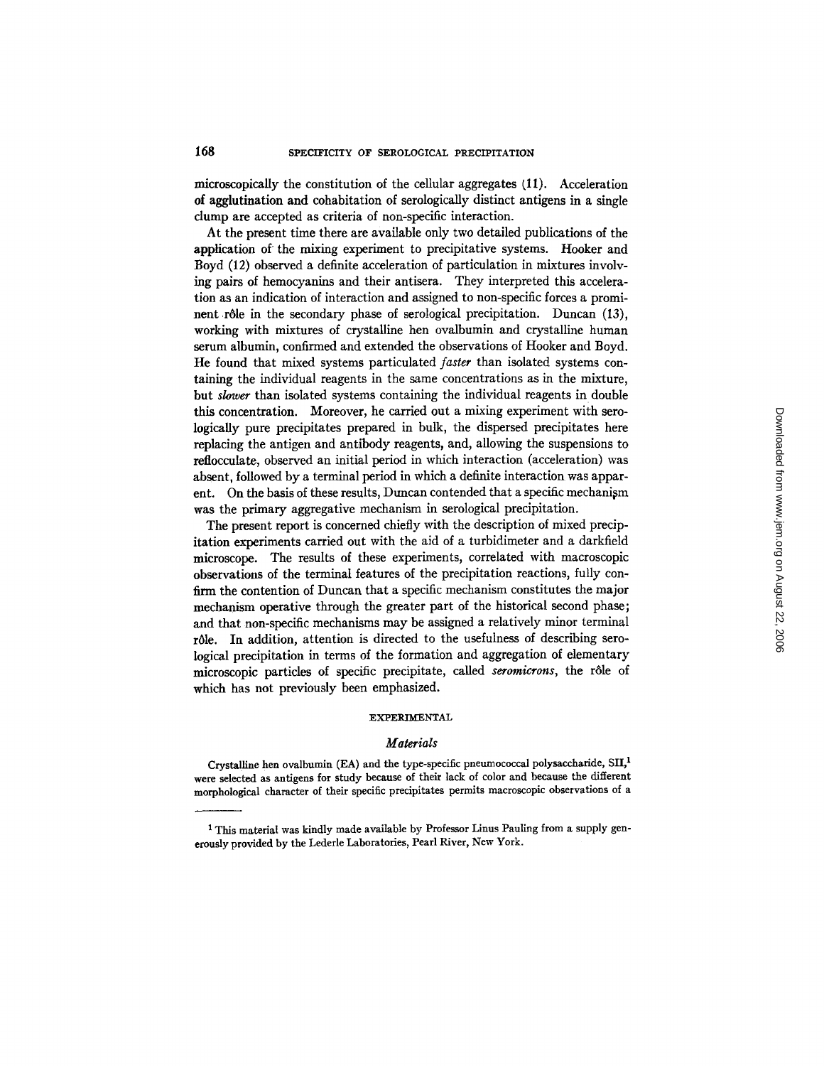microscopically the constitution of the cellular aggregates (11). Acceleration of agglutination and cohabitation of serologically distinct antigens in a single clump are accepted as criteria of non-specific interaction.

At the present time there are available only two detailed publications of the application of the mixing experiment to precipitative systems. Hooker and Boyd (12) observed a definite acceleration of particulation in mixtures involving pairs of hemocyanins and their antisera. They interpreted this acceleration as an indication of interaction and assigned to non-specific forces a prominent rôle in the secondary phase of serological precipitation. Duncan (13), working with mixtures of crystalline hen ovalbumin and crystalline human serum albumin, confirmed and extended the observations of Hooker and Boyd. He found that mixed systems particulated *faster* than isolated systems containing the individual reagents in the same concentrations as in the mixture, but *slower* than isolated systems containing the individual reagents in double this concentration. Moreover, he carried out a mixing experiment with serologically pure precipitates prepared in bulk, the dispersed precipitates here replacing the antigen and antibody reagents, and, allowing the suspensions to reflocculate, observed an initial period in which interaction (acceleration) was absent, followed by a terminal period in which a definite interaction was apparent. On the basis of these results, Duncan contended that a specific mechanism was the primary aggregative mechanism in serological precipitation.

The present report is concerned chiefly with the description of mixed precipitation experiments carried out with the aid of a turbidimeter and a darkfield microscope. The results of these experiments, correlated with macroscopic observations of the terminal features of the precipitation reactions, fully confirm the contention of Duncan that a specific mechanism constitutes the major mechanism operative through the greater part of the historical second phase; and that non-specific mechanisms may be assigned a relatively minor terminal rôle. In addition, attention is directed to the usefulness of describing serological precipitation in terms of the formation and aggregation of elementary microscopic particles of specific precipitate, called *seromicrons*, the rôle of which has not previously been emphasized.

## EXPERIMENTAL

### *Materials*

Crystalline hen ovalbumin (EA) and the type-specific pneumococcal polysaccharide, SII,[1] were selected as antigens for study because of their lack of color and because the different morphological character of their specific precipitates permits macroscopic observations of a

[1] This material was kindly made available by Professor Linus Pauling from a supply generously provided by the Lederle Laboratories, Pearl River, New York.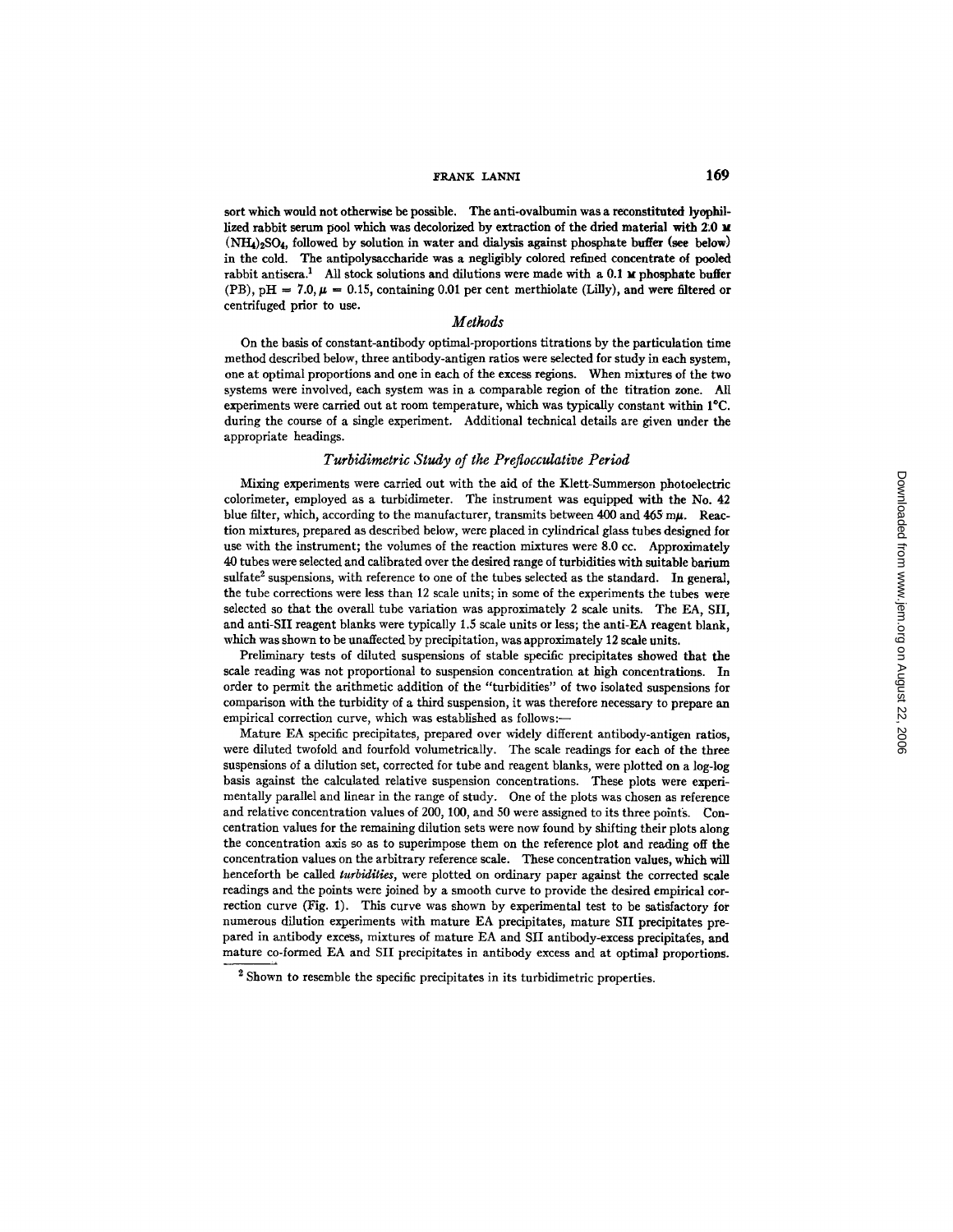sort which would not otherwise be possible. The anti-ovalbumin was a reconstituted lyophilized rabbit serum pool which was decolorized by extraction of the dried material with 2.0 M $(NH_4)_2SO_4$, followed by solution in water and dialysis against phosphate buffer (see below) in the cold. The antipolysaccharide was a negligibly colored refined concentrate of pooled rabbit antisera.[1] All stock solutions and dilutions were made with a 0.1 M phosphate buffer (PB), pH = 7.0, $\mu$ = 0.15, containing 0.01 per cent merthiolate (Lilly), and were filtered or centrifuged prior to use.

### *Methods*

On the basis of constant-antibody optimal-proportions titrations by the particulation time method described below, three antibody-antigen ratios were selected for study in each system, one at optimal proportions and one in each of the excess regions. When mixtures of the two systems were involved, each system was in a comparable region of the titration zone. All experiments were carried out at room temperature, which was typically constant within 1°C. during the course of a single experiment. Additional technical details are given under the appropriate headings.

### *Turbidimetric Study of the Preflocculative Period*

Mixing experiments were carried out with the aid of the Klett-Summerson photoelectric colorimeter, employed as a turbidimeter. The instrument was equipped with the No. 42 blue filter, which, according to the manufacturer, transmits between 400 and 465 m$\mu$. Reaction mixtures, prepared as described below, were placed in cylindrical glass tubes designed for use with the instrument; the volumes of the reaction mixtures were 8.0 cc. Approximately 40 tubes were selected and calibrated over the desired range of turbidities with suitable barium sulfate[2] suspensions, with reference to one of the tubes selected as the standard. In general, the tube corrections were less than 12 scale units; in some of the experiments the tubes were selected so that the overall tube variation was approximately 2 scale units. The EA, SII, and anti-SII reagent blanks were typically 1.5 scale units or less; the anti-EA reagent blank, which was shown to be unaffected by precipitation, was approximately 12 scale units.

Preliminary tests of diluted suspensions of stable specific precipitates showed that the scale reading was not proportional to suspension concentration at high concentrations. In order to permit the arithmetic addition of the "turbidities" of two isolated suspensions for comparison with the turbidity of a third suspension, it was therefore necessary to prepare an empirical correction curve, which was established as follows:—

Mature EA specific precipitates, prepared over widely different antibody-antigen ratios, were diluted twofold and fourfold volumetrically. The scale readings for each of the three suspensions of a dilution set, corrected for tube and reagent blanks, were plotted on a log-log basis against the calculated relative suspension concentrations. These plots were experimentally parallel and linear in the range of study. One of the plots was chosen as reference and relative concentration values of 200, 100, and 50 were assigned to its three points. Concentration values for the remaining dilution sets were now found by shifting their plots along the concentration axis so as to superimpose them on the reference plot and reading off the concentration values on the arbitrary reference scale. These concentration values, which will henceforth be called *turbidities*, were plotted on ordinary paper against the corrected scale readings and the points were joined by a smooth curve to provide the desired empirical correction curve (Fig. 1). This curve was shown by experimental test to be satisfactory for numerous dilution experiments with mature EA precipitates, mature SII precipitates prepared in antibody excess, mixtures of mature EA and SII antibody-excess precipitates, and mature co-formed EA and SII precipitates in antibody excess and at optimal proportions.

[2] Shown to resemble the specific precipitates in its turbidimetric properties.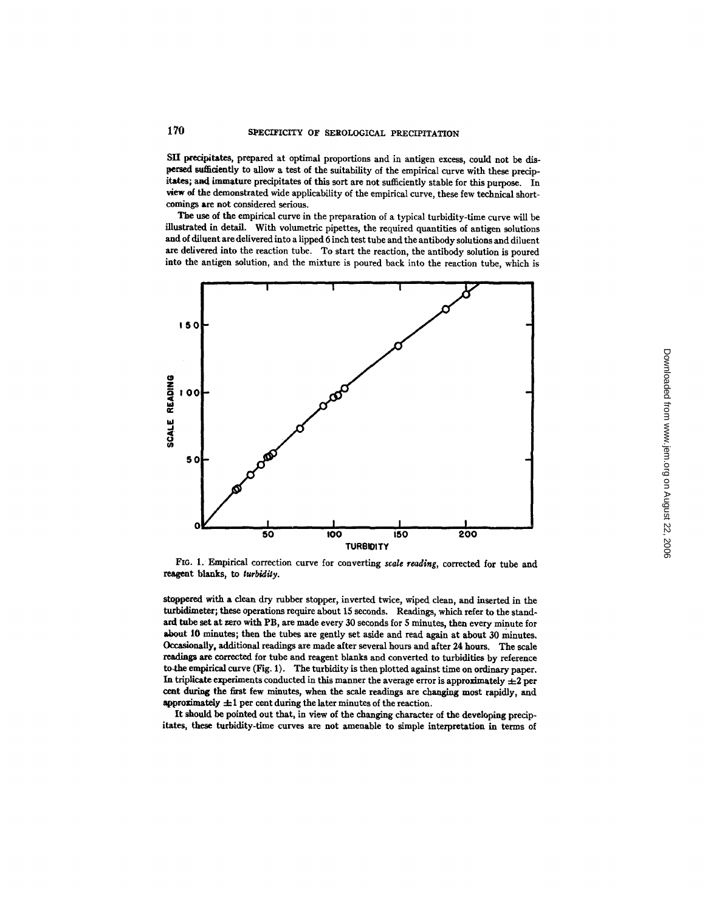SIII precipitates, prepared at optimal proportions and in antigen excess, could not be dispersed sufficiently to allow a test of the suitability of the empirical curve with these precipitates; and immature precipitates of this sort are not sufficiently stable for this purpose. In view of the demonstrated wide applicability of the empirical curve, these few technical shortcomings are not considered serious.

The use of the empirical curve in the preparation of a typical turbidity-time curve will be illustrated in detail. With volumetric pipettes, the required quantities of antigen solutions and of diluent are delivered into a lipped 6 inch test tube and the antibody solutions and diluent are delivered into the reaction tube. To start the reaction, the antibody solution is poured into the antigen solution, and the mixture is poured back into the reaction tube, which is

FIG. 1. Empirical correction curve for converting *scale reading*, corrected for tube and reagent blanks, to *turbidity*.

stoppered with a clean dry rubber stopper, inverted twice, wiped clean, and inserted in the turbidimeter; these operations require about 15 seconds. Readings, which refer to the standard tube set at zero with PB, are made every 30 seconds for 5 minutes, then every minute for about 10 minutes; then the tubes are gently set aside and read again at about 30 minutes. Occasionally, additional readings are made after several hours and after 24 hours. The scale readings are corrected for tube and reagent blanks and converted to turbidities by reference to the empirical curve (Fig. 1). The turbidity is then plotted against time on ordinary paper. In triplicate experiments conducted in this manner the average error is approximately $\pm 2$ per cent during the first few minutes, when the scale readings are changing most rapidly, and approximately $\pm 1$ per cent during the later minutes of the reaction.

It should be pointed out that, in view of the changing character of the developing precipitates, these turbidity-time curves are not amenable to simple interpretation in terms of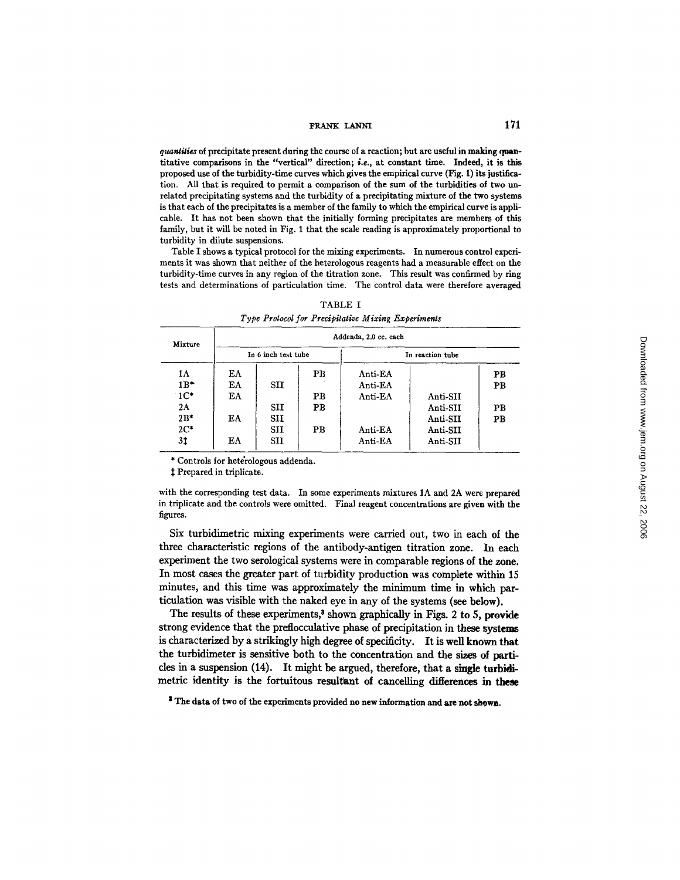*quantities* of precipitate present during the course of a reaction; but are useful in making quantitative comparisons in the "vertical" direction; *i.e.*, at constant time. Indeed, it is this proposed use of the turbidity-time curves which gives the empirical curve (Fig. 1) its justification. All that is required to permit a comparison of the sum of the turbidities of two unrelated precipitating systems and the turbidity of a precipitating mixture of the two systems is that each of the precipitates is a member of the family to which the empirical curve is applicable. It has not been shown that the initially forming precipitates are members of this family, but it will be noted in Fig. 1 that the scale reading is approximately proportional to turbidity in dilute suspensions.

Table I shows a typical protocol for the mixing experiments. In numerous control experiments it was shown that neither of the heterologous reagents had a measurable effect on the turbidity-time curves in any region of the titration zone. This result was confirmed by ring tests and determinations of particulation time. The control data were therefore averaged with the corresponding test data. In some experiments mixtures 1A and 2A were prepared in triplicate and the controls were omitted. Final reagent concentrations are given with the figures.

TABLE I

*Type Protocol for Precipitative Mixing Experiments*

| Mixture | Addenda, 2.0 cc. each | | | | | |
|---|---|---|---|---|---|---|
| | In 6 inch test tube | | | In reaction tube | | |
| 1A | EA | | PB | Anti-EA | | PB |
| 1B* | EA | SII | | Anti-EA | | PB |
| 1C* | EA | | PB | Anti-EA | Anti-SII | |
| 2A | | SII | PB | | Anti-SII | PB |
| 2B* | EA | SII | | | Anti-SII | PB |
| 2C* | | SII | PB | Anti-EA | Anti-SII | |
| 3‡ | EA | SII | | Anti-EA | Anti-SII | |

\* Controls for heterologous addenda.

‡ Prepared in triplicate.

Six turbidimetric mixing experiments were carried out, two in each of the three characteristic regions of the antibody-antigen titration zone. In each experiment the two serological systems were in comparable regions of the zone. In most cases the greater part of turbidity production was complete within 15 minutes, and this time was approximately the minimum time in which particulation was visible with the naked eye in any of the systems (see below).

The results of these experiments,[3] shown graphically in Figs. 2 to 5, provide strong evidence that the preflocculative phase of precipitation in these systems is characterized by a strikingly high degree of specificity. It is well known that the turbidimeter is sensitive both to the concentration and the sizes of particles in a suspension (14). It might be argued, therefore, that a single turbidimetric identity is the fortuitous resultant of cancelling differences in these

[3] The data of two of the experiments provided no new information and are not shown.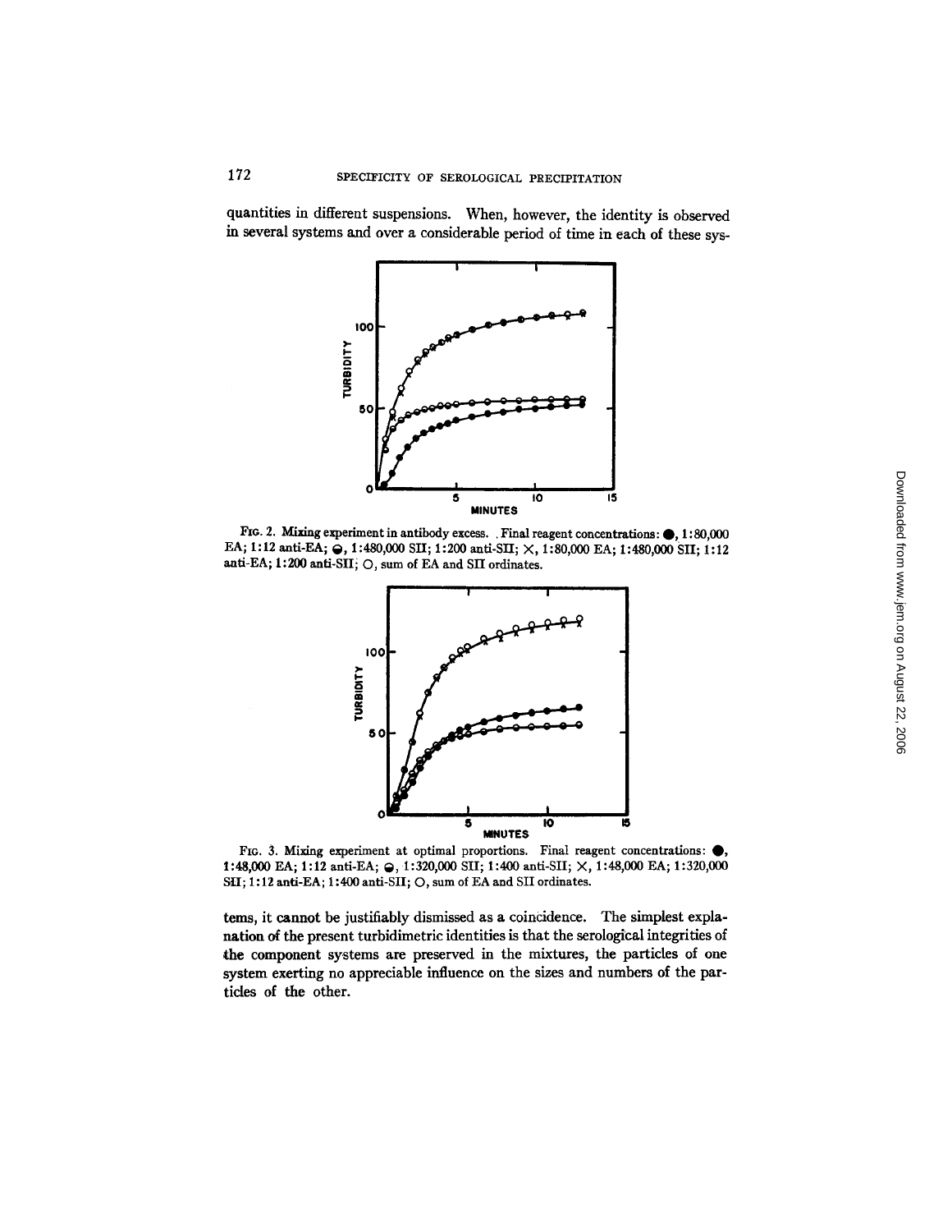quantities in different suspensions. When, however, the identity is observed in several systems and over a considerable period of time in each of these sys-

FIG. 2. Mixing experiment in antibody excess. Final reagent concentrations: ●, 1:80,000 EA; 1:12 anti-EA; ◒, 1:480,000 SII; 1:200 anti-SII; ×, 1:80,000 EA; 1:480,000 SII; 1:12 anti-EA; 1:200 anti-SII; ○, sum of EA and SII ordinates.

FIG. 3. Mixing experiment at optimal proportions. Final reagent concentrations: ●, 1:48,000 EA; 1:12 anti-EA; ◒, 1:320,000 SII; 1:400 anti-SII; ×, 1:48,000 EA; 1:320,000 SII; 1:12 anti-EA; 1:400 anti-SII; ○, sum of EA and SII ordinates.

tems, it cannot be justifiably dismissed as a coincidence. The simplest explanation of the present turbidimetric identities is that the serological integrities of the component systems are preserved in the mixtures, the particles of one system exerting no appreciable influence on the sizes and numbers of the particles of the other.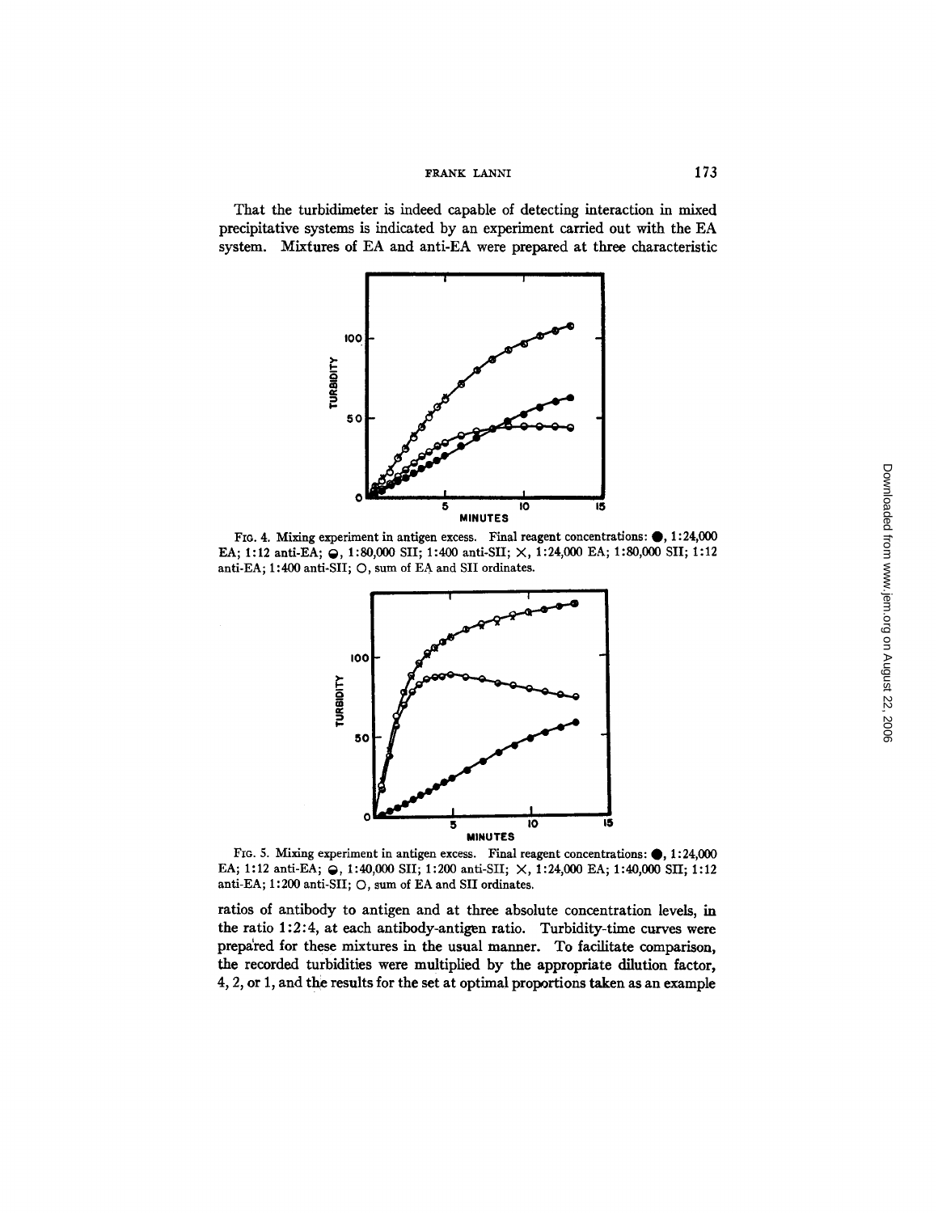That the turbidimeter is indeed capable of detecting interaction in mixed precipitative systems is indicated by an experiment carried out with the EA system. Mixtures of EA and anti-EA were prepared at three characteristic

FIG. 4. Mixing experiment in antigen excess. Final reagent concentrations: ●, 1:24,000 EA; 1:12 anti-EA; ◒, 1:80,000 SII; 1:400 anti-SII; ×, 1:24,000 EA; 1:80,000 SII; 1:12 anti-EA; 1:400 anti-SII; ○, sum of EA and SII ordinates.

FIG. 5. Mixing experiment in antigen excess. Final reagent concentrations: ●, 1:24,000 EA; 1:12 anti-EA; ◒, 1:40,000 SII; 1:200 anti-SII; ×, 1:24,000 EA; 1:40,000 SII; 1:12 anti-EA; 1:200 anti-SII; ○, sum of EA and SII ordinates.

ratios of antibody to antigen and at three absolute concentration levels, in the ratio 1:2:4, at each antibody-antigen ratio. Turbidity-time curves were prepared for these mixtures in the usual manner. To facilitate comparison, the recorded turbidities were multiplied by the appropriate dilution factor, 4, 2, or 1, and the results for the set at optimal proportions taken as an example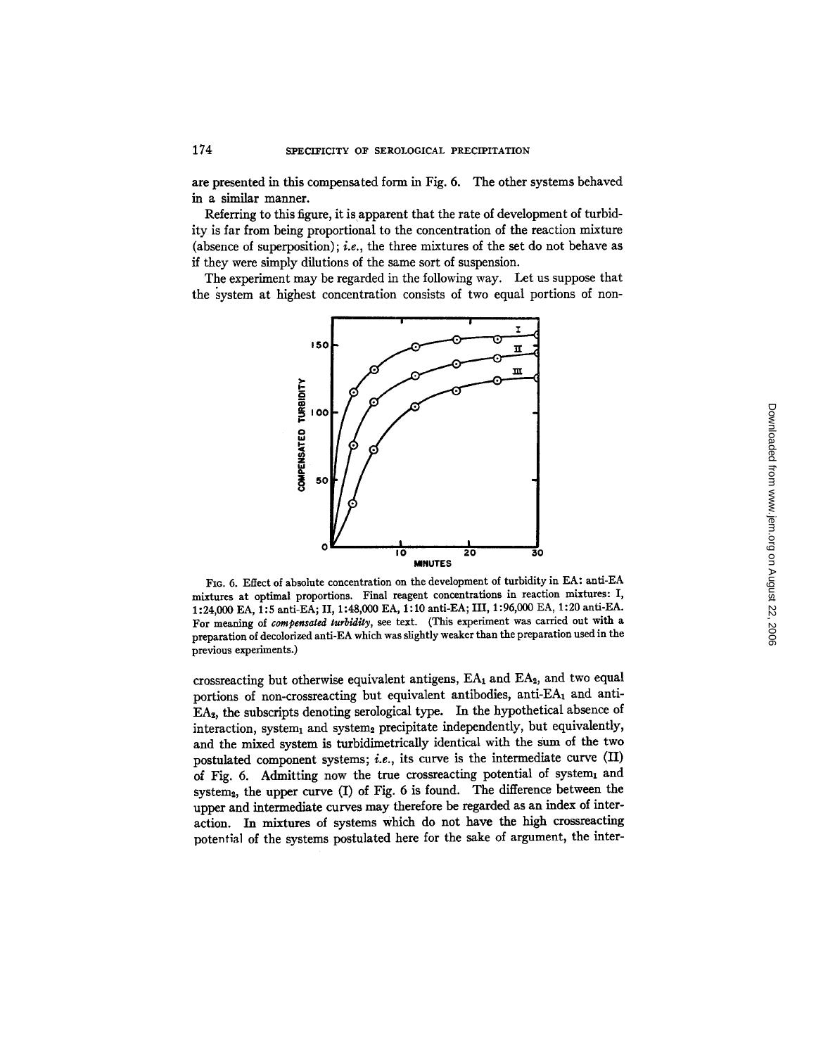are presented in this compensated form in Fig. 6. The other systems behaved in a similar manner.

Referring to this figure, it is apparent that the rate of development of turbidity is far from being proportional to the concentration of the reaction mixture (absence of superposition); *i.e.*, the three mixtures of the set do not behave as if they were simply dilutions of the same sort of suspension.

The experiment may be regarded in the following way. Let us suppose that the system at highest concentration consists of two equal portions of non-

FIG. 6. Effect of absolute concentration on the development of turbidity in EA: anti-EA mixtures at optimal proportions. Final reagent concentrations in reaction mixtures: I, 1:24,000 EA, 1:5 anti-EA; II, 1:48,000 EA, 1:10 anti-EA; III, 1:96,000 EA, 1:20 anti-EA. For meaning of *compensated turbidity*, see text. (This experiment was carried out with a preparation of decolorized anti-EA which was slightly weaker than the preparation used in the previous experiments.)

crossreacting but otherwise equivalent antigens, $EA_1$ and $EA_2$, and two equal portions of non-crossreacting but equivalent antibodies, anti-$EA_1$ and anti-$EA_2$, the subscripts denoting serological type. In the hypothetical absence of interaction, $system_1$ and $system_2$ precipitate independently, but equivalently, and the mixed system is turbidimetrically identical with the sum of the two postulated component systems; *i.e.*, its curve is the intermediate curve (II) of Fig. 6. Admitting now the true crossreacting potential of $system_1$ and $system_2$, the upper curve (I) of Fig. 6 is found. The difference between the upper and intermediate curves may therefore be regarded as an index of interaction. In mixtures of systems which do not have the high crossreacting potential of the systems postulated here for the sake of argument, the inter-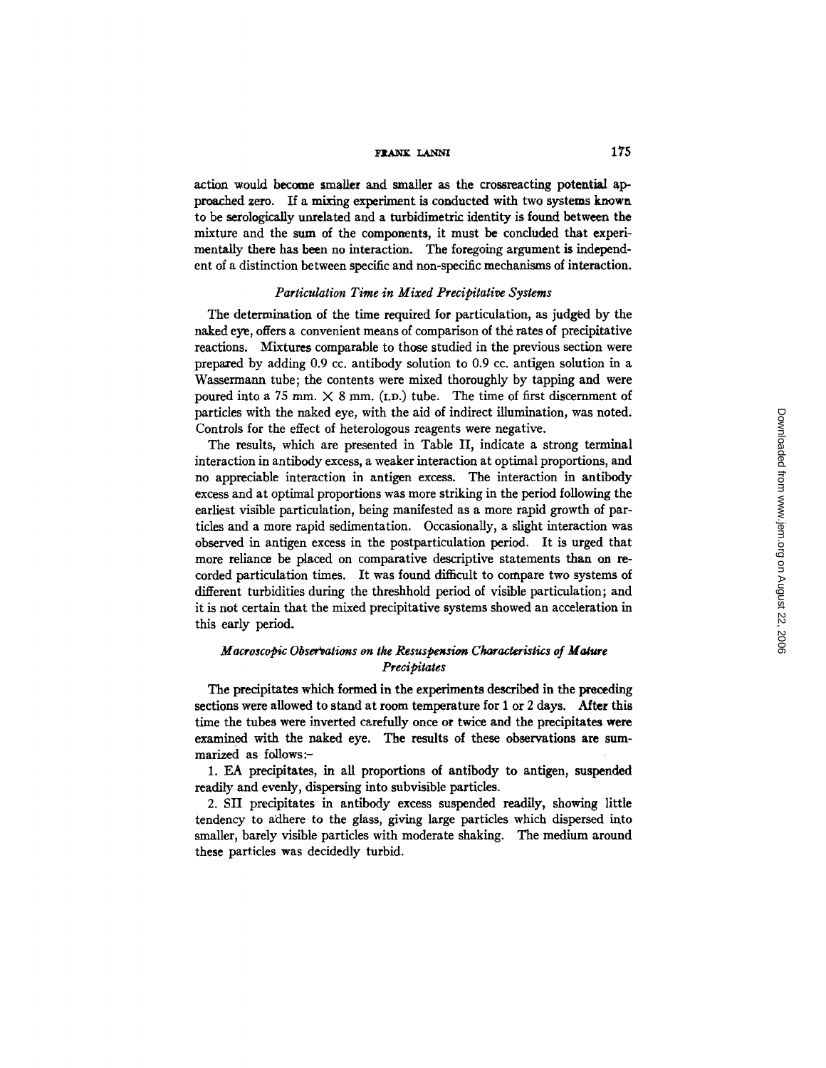action would become smaller and smaller as the crossreacting potential approached zero. If a mixing experiment is conducted with two systems known to be serologically unrelated and a turbidimetric identity is found between the mixture and the sum of the components, it must be concluded that experimentally there has been no interaction. The foregoing argument is independent of a distinction between specific and non-specific mechanisms of interaction.

### *Particulation Time in Mixed Precipitative Systems*

The determination of the time required for particulation, as judged by the naked eye, offers a convenient means of comparison of the rates of precipitative reactions. Mixtures comparable to those studied in the previous section were prepared by adding 0.9 cc. antibody solution to 0.9 cc. antigen solution in a Wassermann tube; the contents were mixed thoroughly by tapping and were poured into a 75 mm. × 8 mm. (I.D.) tube. The time of first discernment of particles with the naked eye, with the aid of indirect illumination, was noted. Controls for the effect of heterologous reagents were negative.

The results, which are presented in Table II, indicate a strong terminal interaction in antibody excess, a weaker interaction at optimal proportions, and no appreciable interaction in antigen excess. The interaction in antibody excess and at optimal proportions was more striking in the period following the earliest visible particulation, being manifested as a more rapid growth of particles and a more rapid sedimentation. Occasionally, a slight interaction was observed in antigen excess in the postparticulation period. It is urged that more reliance be placed on comparative descriptive statements than on recorded particulation times. It was found difficult to compare two systems of different turbidities during the threshhold period of visible particulation; and it is not certain that the mixed precipitative systems showed an acceleration in this early period.

### *Macroscopic Observations on the Resuspension Characteristics of Mature Precipitates*

The precipitates which formed in the experiments described in the preceding sections were allowed to stand at room temperature for 1 or 2 days. After this time the tubes were inverted carefully once or twice and the precipitates were examined with the naked eye. The results of these observations are summarized as follows:–

1. EA precipitates, in all proportions of antibody to antigen, suspended readily and evenly, dispersing into subvisible particles.

2. SII precipitates in antibody excess suspended readily, showing little tendency to adhere to the glass, giving large particles which dispersed into smaller, barely visible particles with moderate shaking. The medium around these particles was decidedly turbid.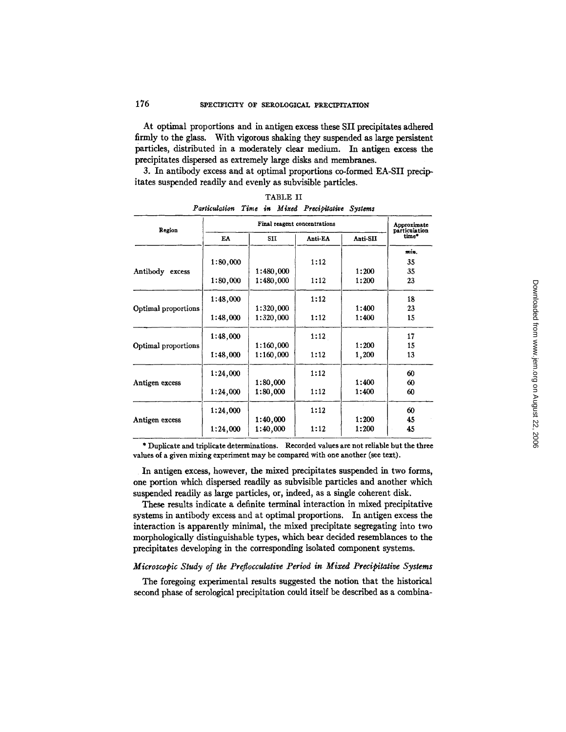At optimal proportions and in antigen excess these SII precipitates adhered firmly to the glass. With vigorous shaking they suspended as large persistent particles, distributed in a moderately clear medium. In antigen excess the precipitates dispersed as extremely large disks and membranes.

3. In antibody excess and at optimal proportions co-formed EA-SII precipitates suspended readily and evenly as subvisible particles.

TABLE II

*Particulation Time in Mixed Precipitative Systems*

| Region | Final reagent concentrations | | | | Approximate particulation time* |
|---|---|---|---|---|---|
| | EA | SII | Anti-EA | Anti-SII | |
| | | | | | *min.* |
| Antibody excess | 1:80,000 | | 1:12 | | 35 |
| | | 1:480,000 | | 1:200 | 35 |
| | 1:80,000 | 1:480,000 | 1:12 | 1:200 | 23 |
| Optimal proportions | 1:48,000 | | 1:12 | | 18 |
| | | 1:320,000 | | 1:400 | 23 |
| | 1:48,000 | 1:320,000 | 1:12 | 1:400 | 15 |
| Optimal proportions | 1:48,000 | | 1:12 | | 17 |
| | | 1:160,000 | | 1:200 | 15 |
| | 1:48,000 | 1:160,000 | 1:12 | 1,200 | 13 |
| Antigen excess | 1:24,000 | | 1:12 | | 60 |
| | | 1:80,000 | | 1:400 | 60 |
| | 1:24,000 | 1:80,000 | 1:12 | 1:400 | 60 |
| Antigen excess | 1:24,000 | | 1:12 | | 60 |
| | | 1:40,000 | | 1:200 | 45 |
| | 1:24,000 | 1:40,000 | 1:12 | 1:200 | 45 |

\* Duplicate and triplicate determinations. Recorded values are not reliable but the three values of a given mixing experiment may be compared with one another (see text).

In antigen excess, however, the mixed precipitates suspended in two forms, one portion which dispersed readily as subvisible particles and another which suspended readily as large particles, or, indeed, as a single coherent disk.

These results indicate a definite terminal interaction in mixed precipitative systems in antibody excess and at optimal proportions. In antigen excess the interaction is apparently minimal, the mixed precipitate segregating into two morphologically distinguishable types, which bear decided resemblances to the precipitates developing in the corresponding isolated component systems.

### *Microscopic Study of the Preflocculative Period in Mixed Precipitative Systems*

The foregoing experimental results suggested the notion that the historical second phase of serological precipitation could itself be described as a combina-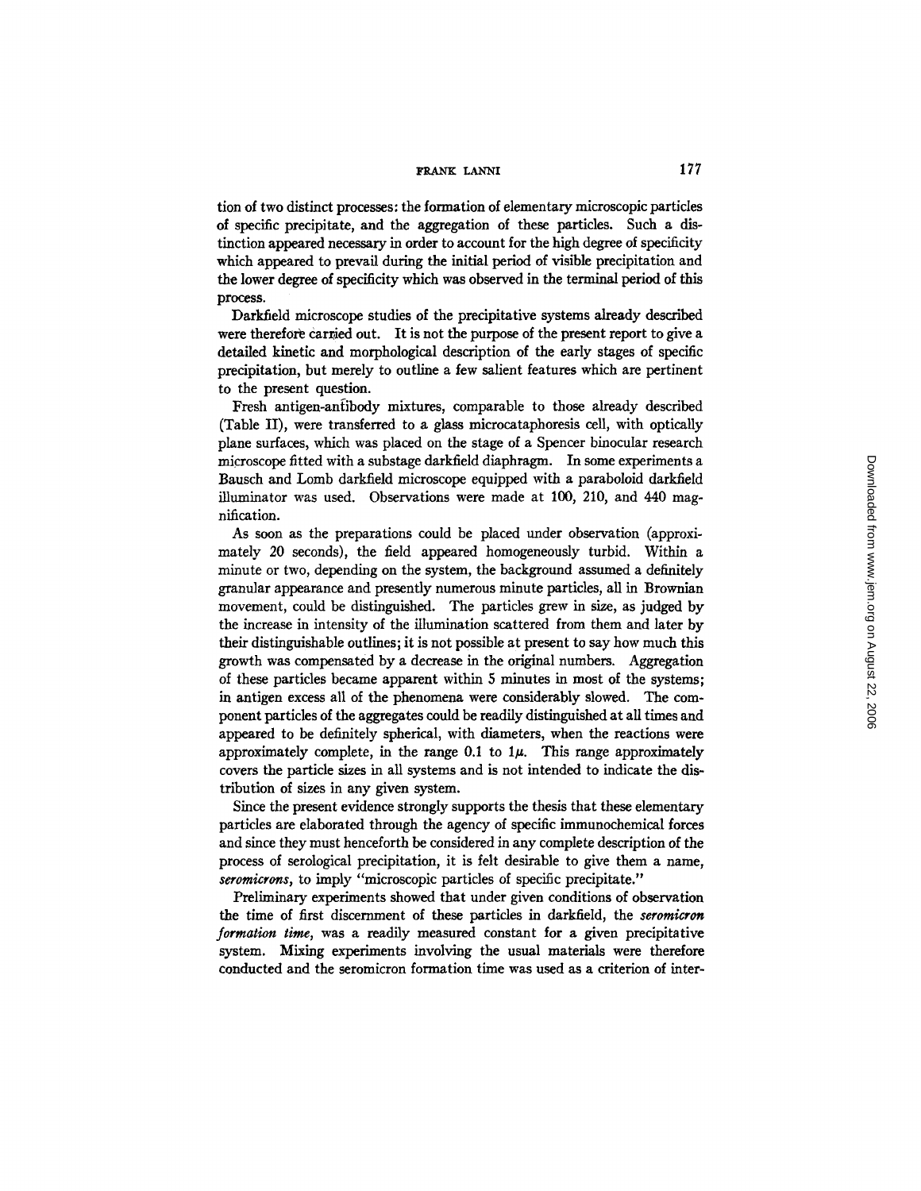tion of two distinct processes: the formation of elementary microscopic particles of specific precipitate, and the aggregation of these particles. Such a distinction appeared necessary in order to account for the high degree of specificity which appeared to prevail during the initial period of visible precipitation and the lower degree of specificity which was observed in the terminal period of this process.

Darkfield microscope studies of the precipitative systems already described were therefore carried out. It is not the purpose of the present report to give a detailed kinetic and morphological description of the early stages of specific precipitation, but merely to outline a few salient features which are pertinent to the present question.

Fresh antigen-antibody mixtures, comparable to those already described (Table II), were transferred to a glass microcataphoresis cell, with optically plane surfaces, which was placed on the stage of a Spencer binocular research microscope fitted with a substage darkfield diaphragm. In some experiments a Bausch and Lomb darkfield microscope equipped with a paraboloid darkfield illuminator was used. Observations were made at 100, 210, and 440 magnification.

As soon as the preparations could be placed under observation (approximately 20 seconds), the field appeared homogeneously turbid. Within a minute or two, depending on the system, the background assumed a definitely granular appearance and presently numerous minute particles, all in Brownian movement, could be distinguished. The particles grew in size, as judged by the increase in intensity of the illumination scattered from them and later by their distinguishable outlines; it is not possible at present to say how much this growth was compensated by a decrease in the original numbers. Aggregation of these particles became apparent within 5 minutes in most of the systems; in antigen excess all of the phenomena were considerably slowed. The component particles of the aggregates could be readily distinguished at all times and appeared to be definitely spherical, with diameters, when the reactions were approximately complete, in the range 0.1 to $1\mu$. This range approximately covers the particle sizes in all systems and is not intended to indicate the distribution of sizes in any given system.

Since the present evidence strongly supports the thesis that these elementary particles are elaborated through the agency of specific immunochemical forces and since they must henceforth be considered in any complete description of the process of serological precipitation, it is felt desirable to give them a name, *seromicrons*, to imply "microscopic particles of specific precipitate."

Preliminary experiments showed that under given conditions of observation the time of first discernment of these particles in darkfield, the *seromicron formation time*, was a readily measured constant for a given precipitative system. Mixing experiments involving the usual materials were therefore conducted and the seromicron formation time was used as a criterion of inter-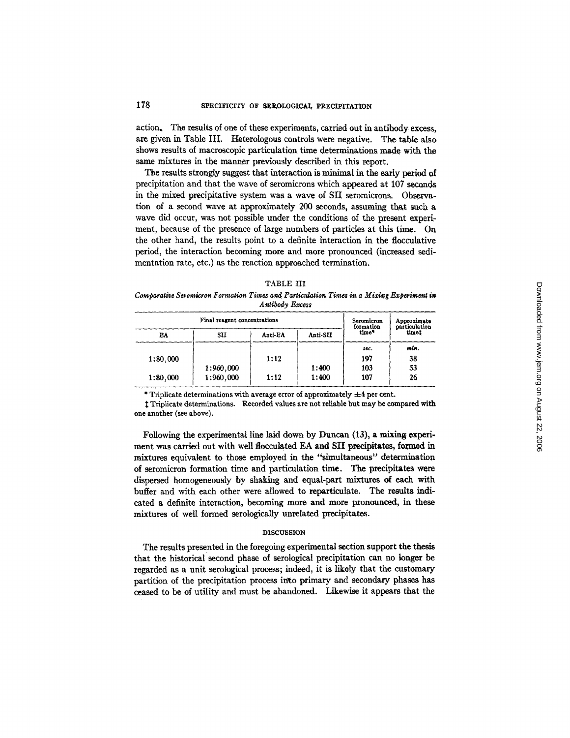action. The results of one of these experiments, carried out in antibody excess, are given in Table III. Heterologous controls were negative. The table also shows results of macroscopic particulation time determinations made with the same mixtures in the manner previously described in this report.

The results strongly suggest that interaction is minimal in the early period of precipitation and that the wave of seromicrons which appeared at 107 seconds in the mixed precipitative system was a wave of SII seromicrons. Observation of a second wave at approximately 200 seconds, assuming that such a wave did occur, was not possible under the conditions of the present experiment, because of the presence of large numbers of particles at this time. On the other hand, the results point to a definite interaction in the flocculative period, the interaction becoming more and more pronounced (increased sedimentation rate, etc.) as the reaction approached termination.

TABLE III

*Comparative Seromicron Formation Times and Particulation Times in a Mixing Experiment in Antibody Excess*

| Final reagent concentrations | | | | Seromicron formation time* | Approximate particulation time‡ |
|---|---|---|---|---|---|
| EA | SII | Anti-EA | Anti-SII | | |
| | | | | *sec.* | *min.* |
| 1:80,000 | | 1:12 | | 197 | 38 |
| | 1:960,000 | | 1:400 | 103 | 53 |
| 1:80,000 | 1:960,000 | 1:12 | 1:400 | 107 | 26 |

\* Triplicate determinations with average error of approximately ±4 per cent.

‡ Triplicate determinations. Recorded values are not reliable but may be compared with one another (see above).

Following the experimental line laid down by Duncan (13), a mixing experiment was carried out with well flocculated EA and SII precipitates, formed in mixtures equivalent to those employed in the "simultaneous" determination of seromicron formation time and particulation time. The precipitates were dispersed homogeneously by shaking and equal-part mixtures of each with buffer and with each other were allowed to reparticulate. The results indicated a definite interaction, becoming more and more pronounced, in these mixtures of well formed serologically unrelated precipitates.

## DISCUSSION

The results presented in the foregoing experimental section support the thesis that the historical second phase of serological precipitation can no longer be regarded as a unit serological process; indeed, it is likely that the customary partition of the precipitation process into primary and secondary phases has ceased to be of utility and must be abandoned. Likewise it appears that the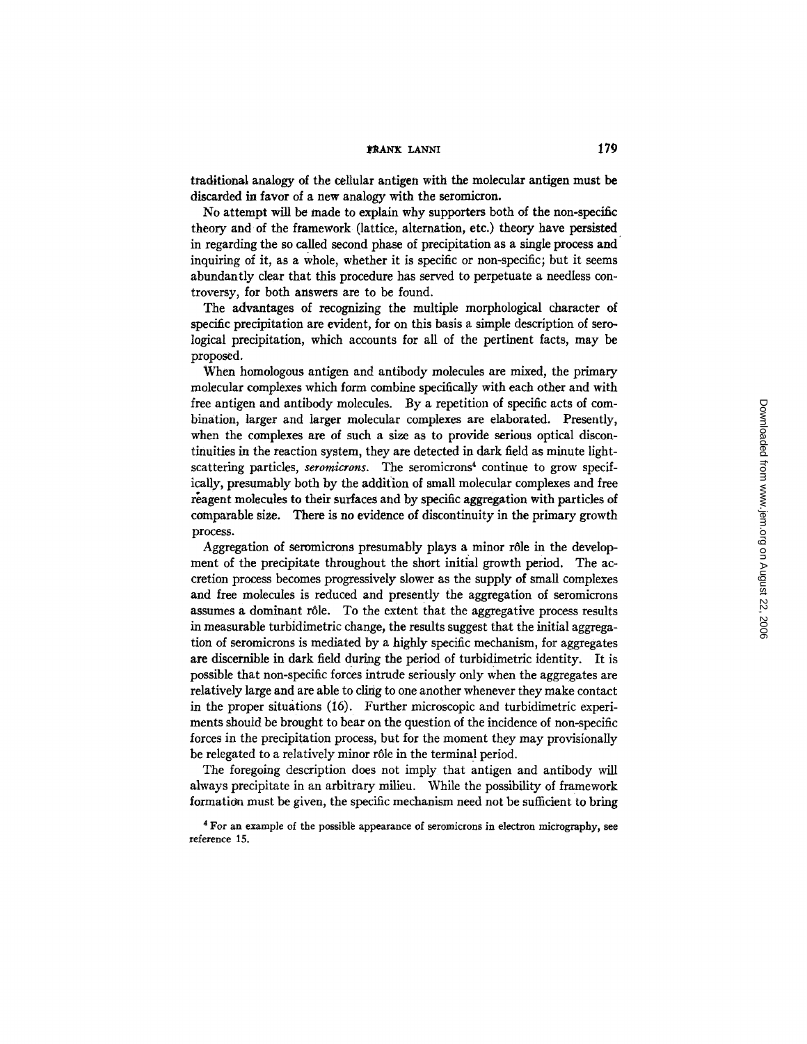traditional analogy of the cellular antigen with the molecular antigen must be discarded in favor of a new analogy with the seromicron.

No attempt will be made to explain why supporters both of the non-specific theory and of the framework (lattice, alternation, etc.) theory have persisted in regarding the so called second phase of precipitation as a single process and inquiring of it, as a whole, whether it is specific or non-specific; but it seems abundantly clear that this procedure has served to perpetuate a needless controversy, for both answers are to be found.

The advantages of recognizing the multiple morphological character of specific precipitation are evident, for on this basis a simple description of serological precipitation, which accounts for all of the pertinent facts, may be proposed.

When homologous antigen and antibody molecules are mixed, the primary molecular complexes which form combine specifically with each other and with free antigen and antibody molecules. By a repetition of specific acts of combination, larger and larger molecular complexes are elaborated. Presently, when the complexes are of such a size as to provide serious optical discontinuities in the reaction system, they are detected in dark field as minute light-scattering particles, *seromicrons*. The seromicrons[4] continue to grow specifically, presumably both by the addition of small molecular complexes and free reagent molecules to their surfaces and by specific aggregation with particles of comparable size. There is no evidence of discontinuity in the primary growth process.

Aggregation of seromicrons presumably plays a minor rôle in the development of the precipitate throughout the short initial growth period. The accretion process becomes progressively slower as the supply of small complexes and free molecules is reduced and presently the aggregation of seromicrons assumes a dominant rôle. To the extent that the aggregative process results in measurable turbidimetric change, the results suggest that the initial aggregation of seromicrons is mediated by a highly specific mechanism, for aggregates are discernible in dark field during the period of turbidimetric identity. It is possible that non-specific forces intrude seriously only when the aggregates are relatively large and are able to cling to one another whenever they make contact in the proper situations (16). Further microscopic and turbidimetric experiments should be brought to bear on the question of the incidence of non-specific forces in the precipitation process, but for the moment they may provisionally be relegated to a relatively minor rôle in the terminal period.

The foregoing description does not imply that antigen and antibody will always precipitate in an arbitrary milieu. While the possibility of framework formation must be given, the specific mechanism need not be sufficient to bring

[4] For an example of the possible appearance of seromicrons in electron micrography, see reference 15.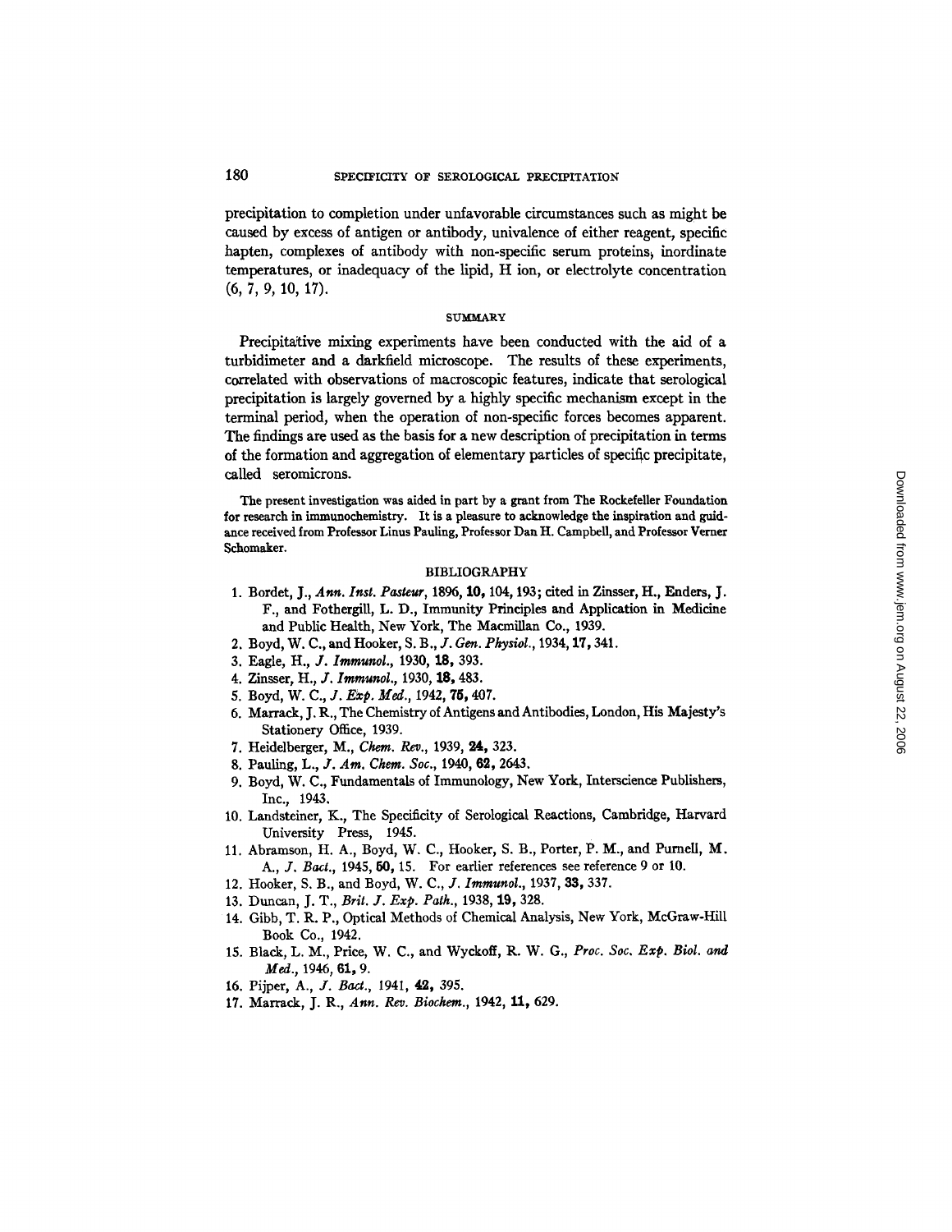precipitation to completion under unfavorable circumstances such as might be caused by excess of antigen or antibody, univalence of either reagent, specific hapten, complexes of antibody with non-specific serum proteins, inordinate temperatures, or inadequacy of the lipid, H ion, or electrolyte concentration (6, 7, 9, 10, 17).

## SUMMARY

Precipitative mixing experiments have been conducted with the aid of a turbidimeter and a darkfield microscope. The results of these experiments, correlated with observations of macroscopic features, indicate that serological precipitation is largely governed by a highly specific mechanism except in the terminal period, when the operation of non-specific forces becomes apparent. The findings are used as the basis for a new description of precipitation in terms of the formation and aggregation of elementary particles of specific precipitate, called seromicrons.

The present investigation was aided in part by a grant from The Rockefeller Foundation for research in immunochemistry. It is a pleasure to acknowledge the inspiration and guidance received from Professor Linus Pauling, Professor Dan H. Campbell, and Professor Verner Schomaker.

## BIBLIOGRAPHY

1. Bordet, J., *Ann. Inst. Pasteur*, 1896, **10**, 104, 193; cited in Zinsser, H., Enders, J. F., and Fothergill, L. D., Immunity Principles and Application in Medicine and Public Health, New York, The Macmillan Co., 1939.
2. Boyd, W. C., and Hooker, S. B., *J. Gen. Physiol.*, 1934, **17**, 341.
3. Eagle, H., *J. Immunol.*, 1930, **18**, 393.
4. Zinsser, H., *J. Immunol.*, 1930, **18**, 483.
5. Boyd, W. C., *J. Exp. Med.*, 1942, **75**, 407.
6. Marrack, J. R., The Chemistry of Antigens and Antibodies, London, His Majesty's Stationery Office, 1939.
7. Heidelberger, M., *Chem. Rev.*, 1939, **24**, 323.
8. Pauling, L., *J. Am. Chem. Soc.*, 1940, **62**, 2643.
9. Boyd, W. C., Fundamentals of Immunology, New York, Interscience Publishers, Inc., 1943.
10. Landsteiner, K., The Specificity of Serological Reactions, Cambridge, Harvard University Press, 1945.
11. Abramson, H. A., Boyd, W. C., Hooker, S. B., Porter, P. M., and Purnell, M. A., *J. Bact.*, 1945, **50**, 15. For earlier references see reference 9 or 10.
12. Hooker, S. B., and Boyd, W. C., *J. Immunol.*, 1937, **33**, 337.
13. Duncan, J. T., *Brit. J. Exp. Path.*, 1938, **19**, 328.
14. Gibb, T. R. P., Optical Methods of Chemical Analysis, New York, McGraw-Hill Book Co., 1942.
15. Black, L. M., Price, W. C., and Wyckoff, R. W. G., *Proc. Soc. Exp. Biol. and Med.*, 1946, **61**, 9.
16. Pijper, A., *J. Bact.*, 1941, **42**, 395.
17. Marrack, J. R., *Ann. Rev. Biochem.*, 1942, **11**, 629.